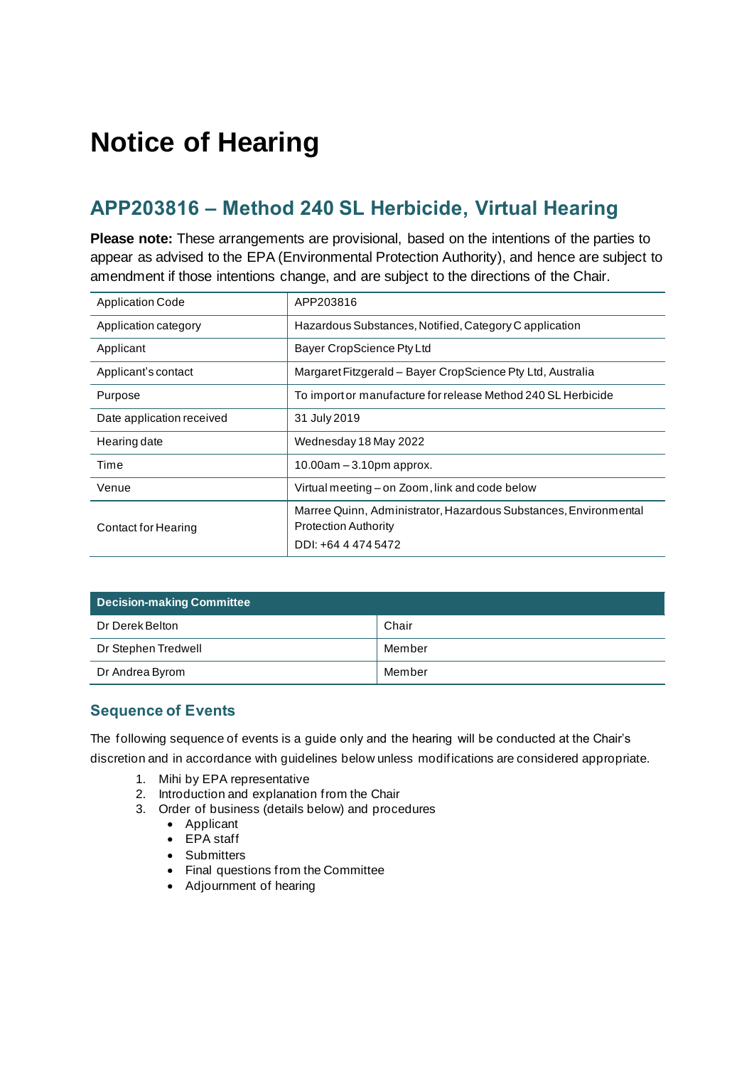# Notice of Hearing

## APP203816 – Method 240 SL Herbicide, Virtual Hearing

**Please note:** These arrangements are provisional, based on the intentions of the parties to appear as advised to the EPA (Environmental Protection Authority), and hence are subject to amendment if those intentions change, and are subject to the directions of the Chair.

| | |
|---|---|
| Application Code | APP203816 |
| Application category | Hazardous Substances, Notified, Category C application |
| Applicant | Bayer CropScience Pty Ltd |
| Applicant's contact | Margaret Fitzgerald – Bayer CropScience Pty Ltd, Australia |
| Purpose | To import or manufacture for release Method 240 SL Herbicide |
| Date application received | 31 July 2019 |
| Hearing date | Wednesday 18 May 2022 |
| Time | 10.00am – 3.10pm approx. |
| Venue | Virtual meeting – on Zoom, link and code below |
| Contact for Hearing | Marree Quinn, Administrator, Hazardous Substances, Environmental Protection Authority<br>DDI: +64 4 474 5472 |

| Decision-making Committee | |
|---|---|
| Dr Derek Belton | Chair |
| Dr Stephen Tredwell | Member |
| Dr Andrea Byrom | Member |

### Sequence of Events

The following sequence of events is a guide only and the hearing will be conducted at the Chair's discretion and in accordance with guidelines below unless modifications are considered appropriate.

1. Mihi by EPA representative
2. Introduction and explanation from the Chair
3. Order of business (details below) and procedures
   - Applicant
   - EPA staff
   - Submitters
   - Final questions from the Committee
   - Adjournment of hearing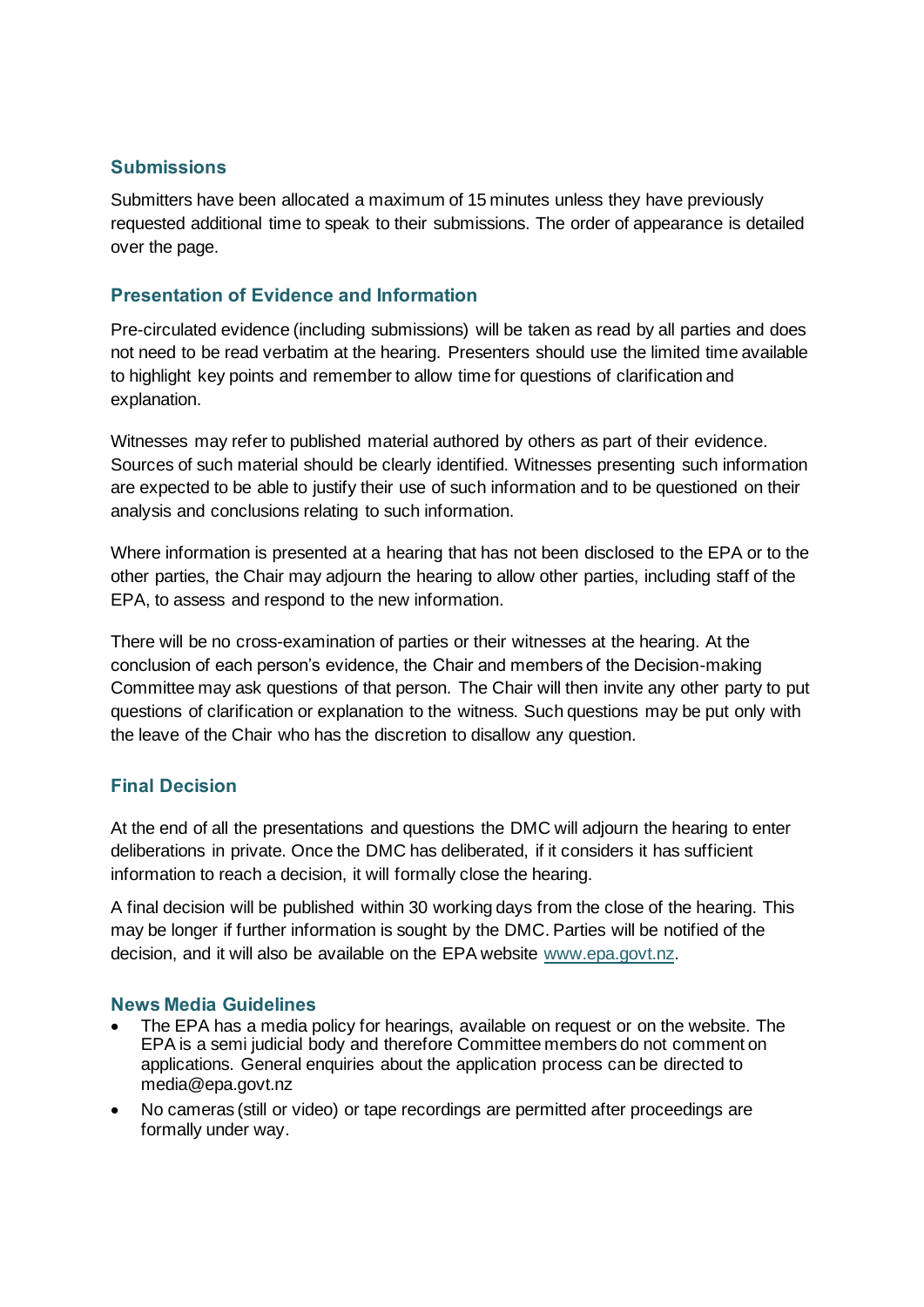## Submissions

Submitters have been allocated a maximum of 15 minutes unless they have previously requested additional time to speak to their submissions. The order of appearance is detailed over the page.

## Presentation of Evidence and Information

Pre-circulated evidence (including submissions) will be taken as read by all parties and does not need to be read verbatim at the hearing. Presenters should use the limited time available to highlight key points and remember to allow time for questions of clarification and explanation.

Witnesses may refer to published material authored by others as part of their evidence. Sources of such material should be clearly identified. Witnesses presenting such information are expected to be able to justify their use of such information and to be questioned on their analysis and conclusions relating to such information.

Where information is presented at a hearing that has not been disclosed to the EPA or to the other parties, the Chair may adjourn the hearing to allow other parties, including staff of the EPA, to assess and respond to the new information.

There will be no cross-examination of parties or their witnesses at the hearing. At the conclusion of each person's evidence, the Chair and members of the Decision-making Committee may ask questions of that person. The Chair will then invite any other party to put questions of clarification or explanation to the witness. Such questions may be put only with the leave of the Chair who has the discretion to disallow any question.

## Final Decision

At the end of all the presentations and questions the DMC will adjourn the hearing to enter deliberations in private. Once the DMC has deliberated, if it considers it has sufficient information to reach a decision, it will formally close the hearing.

A final decision will be published within 30 working days from the close of the hearing. This may be longer if further information is sought by the DMC. Parties will be notified of the decision, and it will also be available on the EPA website www.epa.govt.nz.

## News Media Guidelines

- The EPA has a media policy for hearings, available on request or on the website. The EPA is a semi judicial body and therefore Committee members do not comment on applications. General enquiries about the application process can be directed to media@epa.govt.nz
- No cameras (still or video) or tape recordings are permitted after proceedings are formally under way.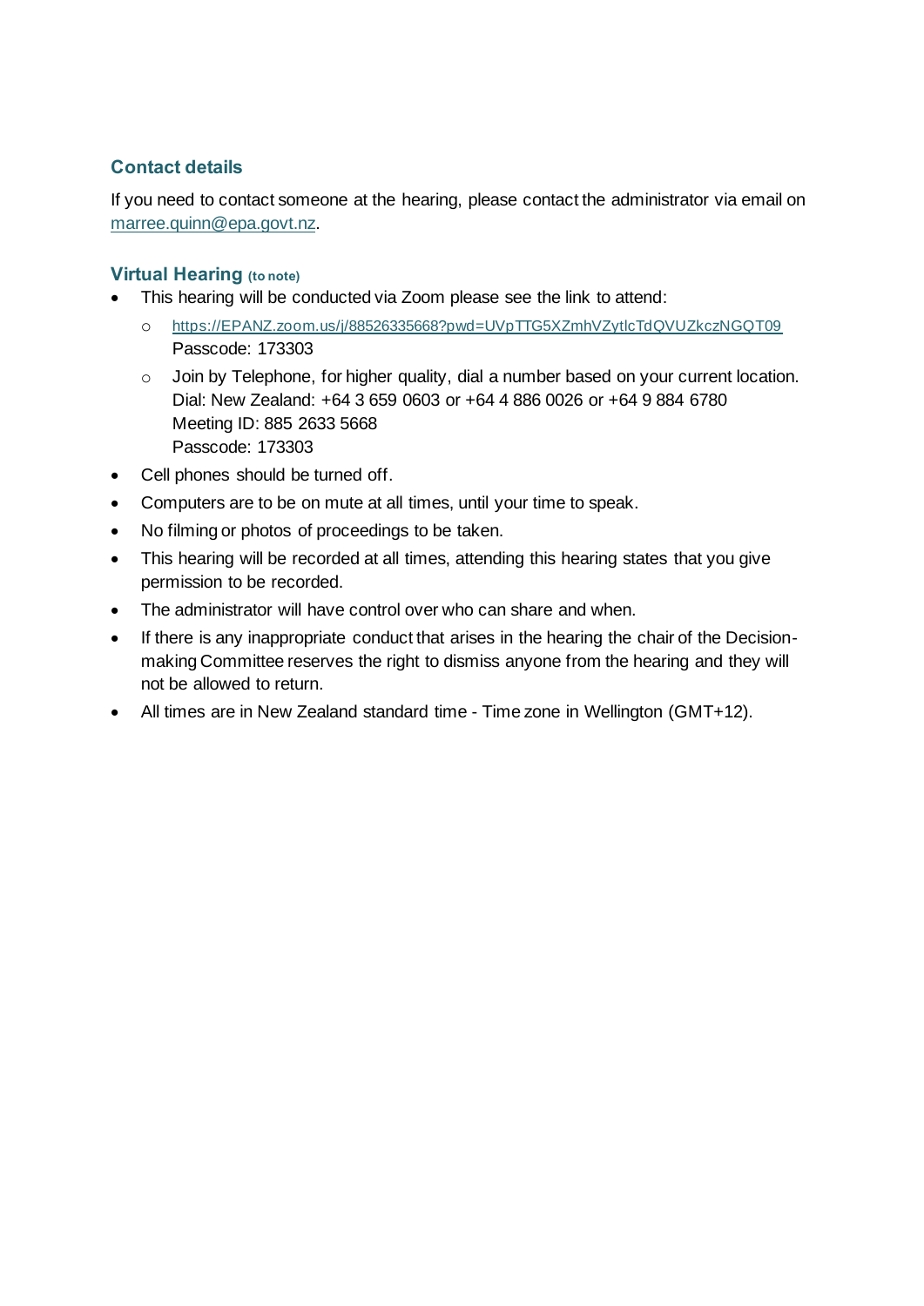## Contact details

If you need to contact someone at the hearing, please contact the administrator via email on [marree.quinn@epa.govt.nz](mailto:marree.quinn@epa.govt.nz).

## Virtual Hearing (to note)

- This hearing will be conducted via Zoom please see the link to attend:
  - https://EPANZ.zoom.us/j/88526335668?pwd=UVpTTG5XZmhVZytlcTdQVUZkczNGQT09
    Passcode: 173303
  - Join by Telephone, for higher quality, dial a number based on your current location.
    Dial: New Zealand: +64 3 659 0603 or +64 4 886 0026 or +64 9 884 6780
    Meeting ID: 885 2633 5668
    Passcode: 173303
- Cell phones should be turned off.
- Computers are to be on mute at all times, until your time to speak.
- No filming or photos of proceedings to be taken.
- This hearing will be recorded at all times, attending this hearing states that you give permission to be recorded.
- The administrator will have control over who can share and when.
- If there is any inappropriate conduct that arises in the hearing the chair of the Decision-making Committee reserves the right to dismiss anyone from the hearing and they will not be allowed to return.
- All times are in New Zealand standard time - Time zone in Wellington (GMT+12).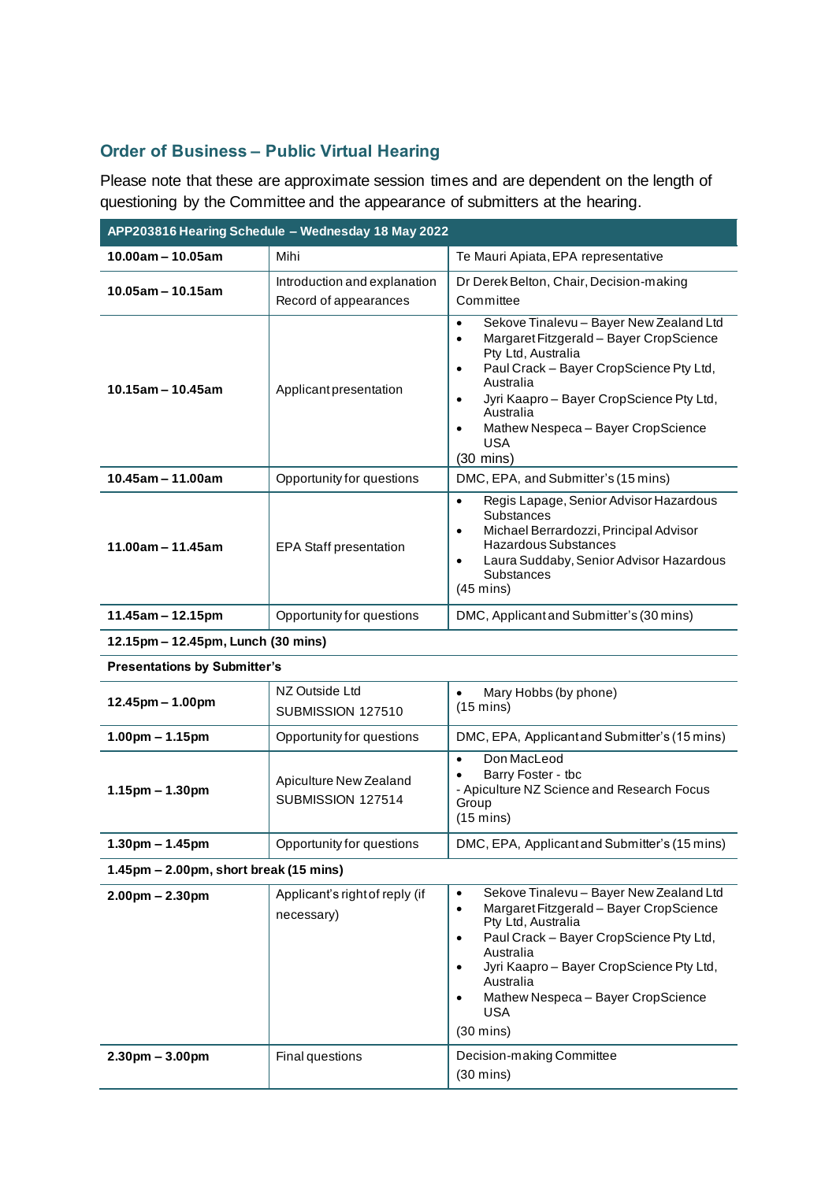## Order of Business – Public Virtual Hearing

Please note that these are approximate session times and are dependent on the length of questioning by the Committee and the appearance of submitters at the hearing.

| APP203816 Hearing Schedule – Wednesday 18 May 2022 | | |
|---|---|---|
| **10.00am – 10.05am** | Mihi | Te Mauri Apiata, EPA representative |
| **10.05am – 10.15am** | Introduction and explanation<br>Record of appearances | Dr Derek Belton, Chair, Decision-making Committee |
| **10.15am – 10.45am** | Applicant presentation | • Sekove Tinalevu – Bayer New Zealand Ltd<br>• Margaret Fitzgerald – Bayer CropScience Pty Ltd, Australia<br>• Paul Crack – Bayer CropScience Pty Ltd, Australia<br>• Jyri Kaapro – Bayer CropScience Pty Ltd, Australia<br>• Mathew Nespeca – Bayer CropScience USA<br>(30 mins) |
| **10.45am – 11.00am** | Opportunity for questions | DMC, EPA, and Submitter's (15 mins) |
| **11.00am – 11.45am** | EPA Staff presentation | • Regis Lapage, Senior Advisor Hazardous Substances<br>• Michael Berrardozzi, Principal Advisor Hazardous Substances<br>• Laura Suddaby, Senior Advisor Hazardous Substances<br>(45 mins) |
| **11.45am – 12.15pm** | Opportunity for questions | DMC, Applicant and Submitter's (30 mins) |
| **12.15pm – 12.45pm, Lunch (30 mins)** | | |
| **Presentations by Submitter's** | | |
| **12.45pm – 1.00pm** | NZ Outside Ltd<br>SUBMISSION 127510 | • Mary Hobbs (by phone)<br>(15 mins) |
| **1.00pm – 1.15pm** | Opportunity for questions | DMC, EPA, Applicant and Submitter's (15 mins) |
| **1.15pm – 1.30pm** | Apiculture New Zealand<br>SUBMISSION 127514 | • Don MacLeod<br>• Barry Foster - tbc<br>- Apiculture NZ Science and Research Focus Group<br>(15 mins) |
| **1.30pm – 1.45pm** | Opportunity for questions | DMC, EPA, Applicant and Submitter's (15 mins) |
| **1.45pm – 2.00pm, short break (15 mins)** | | |
| **2.00pm – 2.30pm** | Applicant's right of reply (if necessary) | • Sekove Tinalevu – Bayer New Zealand Ltd<br>• Margaret Fitzgerald – Bayer CropScience Pty Ltd, Australia<br>• Paul Crack – Bayer CropScience Pty Ltd, Australia<br>• Jyri Kaapro – Bayer CropScience Pty Ltd, Australia<br>• Mathew Nespeca – Bayer CropScience USA<br>(30 mins) |
| **2.30pm – 3.00pm** | Final questions | Decision-making Committee<br>(30 mins) |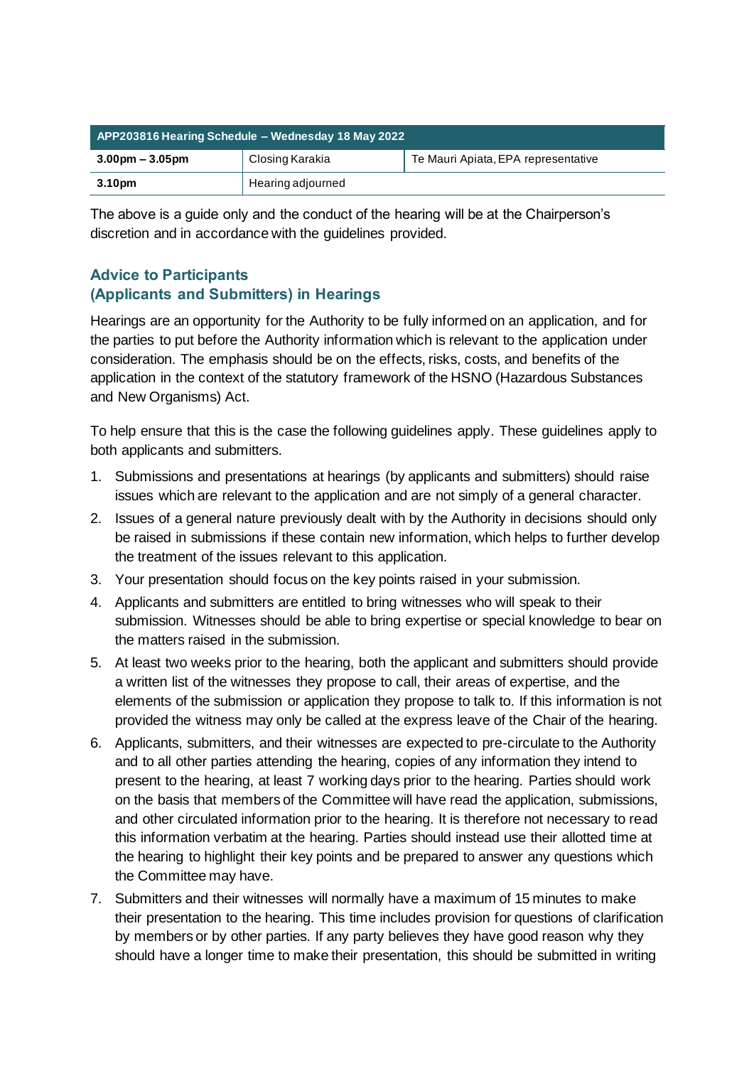| APP203816 Hearing Schedule – Wednesday 18 May 2022 | | |
|---|---|---|
| **3.00pm – 3.05pm** | Closing Karakia | Te Mauri Apiata, EPA representative |
| **3.10pm** | Hearing adjourned | |

The above is a guide only and the conduct of the hearing will be at the Chairperson's discretion and in accordance with the guidelines provided.

## Advice to Participants (Applicants and Submitters) in Hearings

Hearings are an opportunity for the Authority to be fully informed on an application, and for the parties to put before the Authority information which is relevant to the application under consideration. The emphasis should be on the effects, risks, costs, and benefits of the application in the context of the statutory framework of the HSNO (Hazardous Substances and New Organisms) Act.

To help ensure that this is the case the following guidelines apply. These guidelines apply to both applicants and submitters.

1. Submissions and presentations at hearings (by applicants and submitters) should raise issues which are relevant to the application and are not simply of a general character.
2. Issues of a general nature previously dealt with by the Authority in decisions should only be raised in submissions if these contain new information, which helps to further develop the treatment of the issues relevant to this application.
3. Your presentation should focus on the key points raised in your submission.
4. Applicants and submitters are entitled to bring witnesses who will speak to their submission. Witnesses should be able to bring expertise or special knowledge to bear on the matters raised in the submission.
5. At least two weeks prior to the hearing, both the applicant and submitters should provide a written list of the witnesses they propose to call, their areas of expertise, and the elements of the submission or application they propose to talk to. If this information is not provided the witness may only be called at the express leave of the Chair of the hearing.
6. Applicants, submitters, and their witnesses are expected to pre-circulate to the Authority and to all other parties attending the hearing, copies of any information they intend to present to the hearing, at least 7 working days prior to the hearing. Parties should work on the basis that members of the Committee will have read the application, submissions, and other circulated information prior to the hearing. It is therefore not necessary to read this information verbatim at the hearing. Parties should instead use their allotted time at the hearing to highlight their key points and be prepared to answer any questions which the Committee may have.
7. Submitters and their witnesses will normally have a maximum of 15 minutes to make their presentation to the hearing. This time includes provision for questions of clarification by members or by other parties. If any party believes they have good reason why they should have a longer time to make their presentation, this should be submitted in writing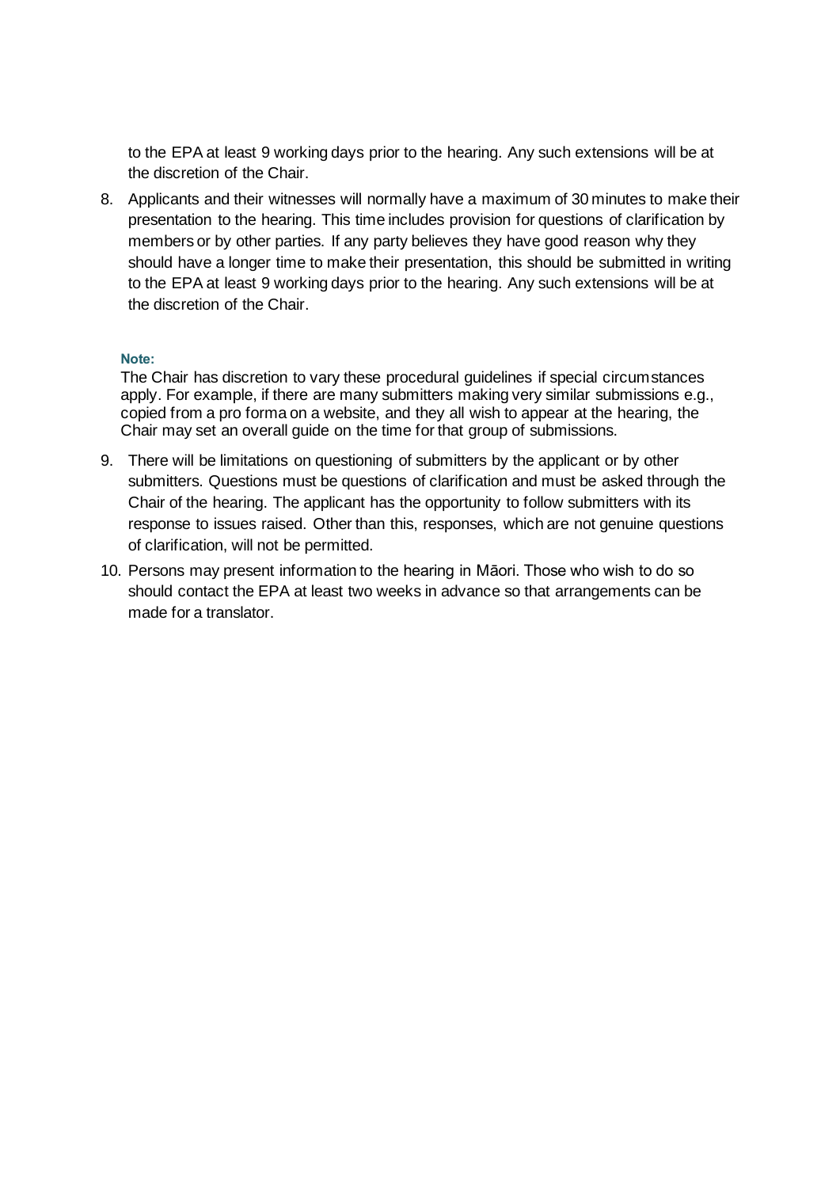to the EPA at least 9 working days prior to the hearing. Any such extensions will be at the discretion of the Chair.

8. Applicants and their witnesses will normally have a maximum of 30 minutes to make their presentation to the hearing. This time includes provision for questions of clarification by members or by other parties. If any party believes they have good reason why they should have a longer time to make their presentation, this should be submitted in writing to the EPA at least 9 working days prior to the hearing. Any such extensions will be at the discretion of the Chair.

**Note:**
The Chair has discretion to vary these procedural guidelines if special circumstances apply. For example, if there are many submitters making very similar submissions e.g., copied from a pro forma on a website, and they all wish to appear at the hearing, the Chair may set an overall guide on the time for that group of submissions.

9. There will be limitations on questioning of submitters by the applicant or by other submitters. Questions must be questions of clarification and must be asked through the Chair of the hearing. The applicant has the opportunity to follow submitters with its response to issues raised. Other than this, responses, which are not genuine questions of clarification, will not be permitted.
10. Persons may present information to the hearing in Māori. Those who wish to do so should contact the EPA at least two weeks in advance so that arrangements can be made for a translator.